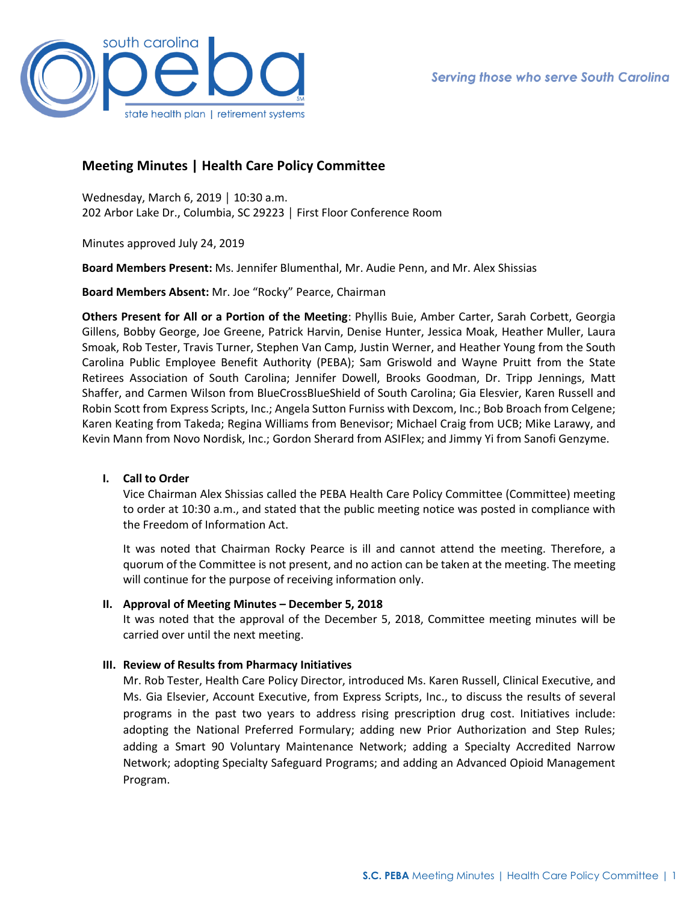# Meeting Minutes | Health Care Policy Committee

Wednesday, March 6, 2019 | 10:30 a.m.
202 Arbor Lake Dr., Columbia, SC 29223 | First Floor Conference Room

Minutes approved July 24, 2019

**Board Members Present:** Ms. Jennifer Blumenthal, Mr. Audie Penn, and Mr. Alex Shissias

**Board Members Absent:** Mr. Joe "Rocky" Pearce, Chairman

**Others Present for All or a Portion of the Meeting**: Phyllis Buie, Amber Carter, Sarah Corbett, Georgia Gillens, Bobby George, Joe Greene, Patrick Harvin, Denise Hunter, Jessica Moak, Heather Muller, Laura Smoak, Rob Tester, Travis Turner, Stephen Van Camp, Justin Werner, and Heather Young from the South Carolina Public Employee Benefit Authority (PEBA); Sam Griswold and Wayne Pruitt from the State Retirees Association of South Carolina; Jennifer Dowell, Brooks Goodman, Dr. Tripp Jennings, Matt Shaffer, and Carmen Wilson from BlueCrossBlueShield of South Carolina; Gia Elesvier, Karen Russell and Robin Scott from Express Scripts, Inc.; Angela Sutton Furniss with Dexcom, Inc.; Bob Broach from Celgene; Karen Keating from Takeda; Regina Williams from Benevisor; Michael Craig from UCB; Mike Larawy, and Kevin Mann from Novo Nordisk, Inc.; Gordon Sherard from ASIFlex; and Jimmy Yi from Sanofi Genzyme.

## I. Call to Order

Vice Chairman Alex Shissias called the PEBA Health Care Policy Committee (Committee) meeting to order at 10:30 a.m., and stated that the public meeting notice was posted in compliance with the Freedom of Information Act.

It was noted that Chairman Rocky Pearce is ill and cannot attend the meeting. Therefore, a quorum of the Committee is not present, and no action can be taken at the meeting. The meeting will continue for the purpose of receiving information only.

## II. Approval of Meeting Minutes – December 5, 2018

It was noted that the approval of the December 5, 2018, Committee meeting minutes will be carried over until the next meeting.

## III. Review of Results from Pharmacy Initiatives

Mr. Rob Tester, Health Care Policy Director, introduced Ms. Karen Russell, Clinical Executive, and Ms. Gia Elsevier, Account Executive, from Express Scripts, Inc., to discuss the results of several programs in the past two years to address rising prescription drug cost. Initiatives include: adopting the National Preferred Formulary; adding new Prior Authorization and Step Rules; adding a Smart 90 Voluntary Maintenance Network; adding a Specialty Accredited Narrow Network; adopting Specialty Safeguard Programs; and adding an Advanced Opioid Management Program.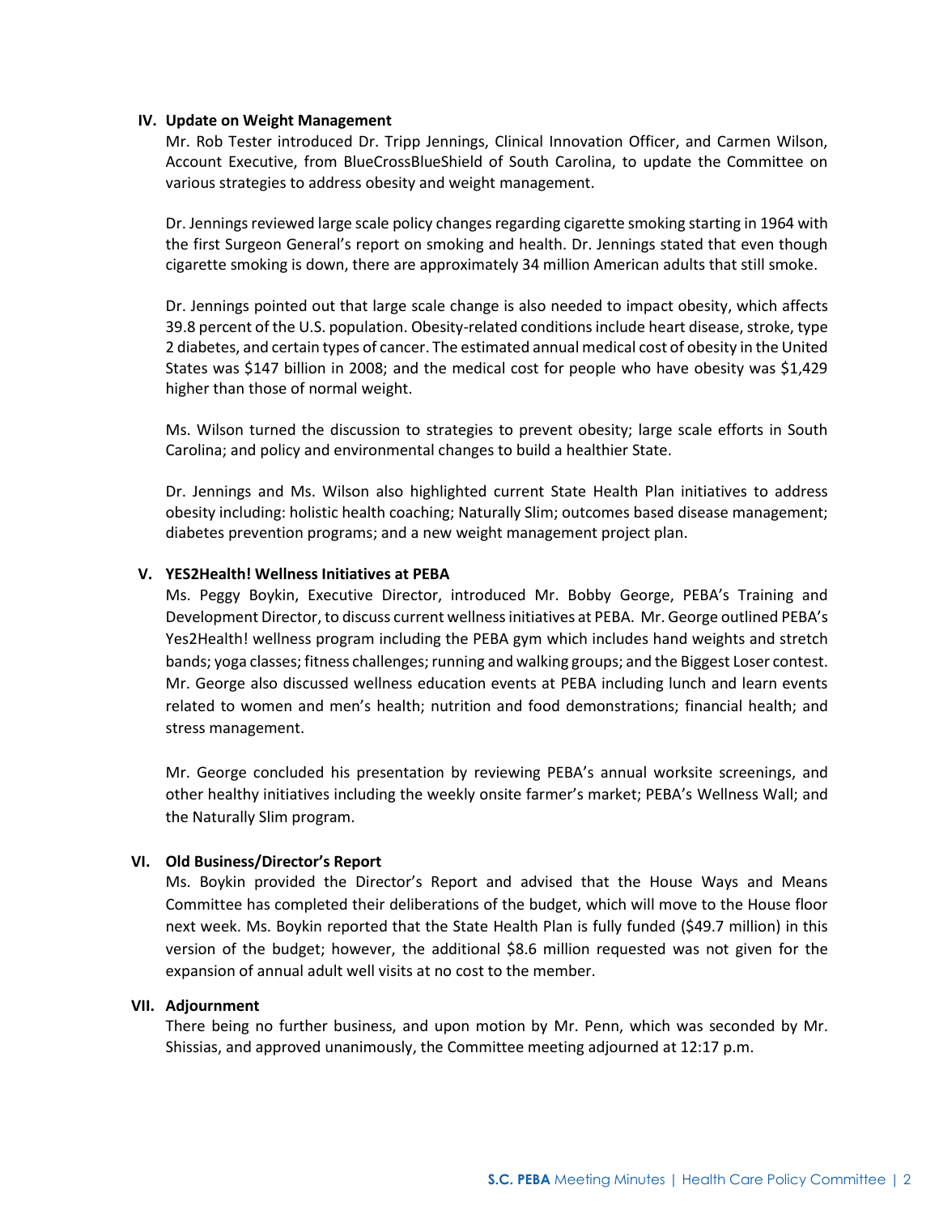## IV. Update on Weight Management

Mr. Rob Tester introduced Dr. Tripp Jennings, Clinical Innovation Officer, and Carmen Wilson, Account Executive, from BlueCrossBlueShield of South Carolina, to update the Committee on various strategies to address obesity and weight management.

Dr. Jennings reviewed large scale policy changes regarding cigarette smoking starting in 1964 with the first Surgeon General's report on smoking and health. Dr. Jennings stated that even though cigarette smoking is down, there are approximately 34 million American adults that still smoke.

Dr. Jennings pointed out that large scale change is also needed to impact obesity, which affects 39.8 percent of the U.S. population. Obesity-related conditions include heart disease, stroke, type 2 diabetes, and certain types of cancer. The estimated annual medical cost of obesity in the United States was $147 billion in 2008; and the medical cost for people who have obesity was $1,429 higher than those of normal weight.

Ms. Wilson turned the discussion to strategies to prevent obesity; large scale efforts in South Carolina; and policy and environmental changes to build a healthier State.

Dr. Jennings and Ms. Wilson also highlighted current State Health Plan initiatives to address obesity including: holistic health coaching; Naturally Slim; outcomes based disease management; diabetes prevention programs; and a new weight management project plan.

## V. YES2Health! Wellness Initiatives at PEBA

Ms. Peggy Boykin, Executive Director, introduced Mr. Bobby George, PEBA's Training and Development Director, to discuss current wellness initiatives at PEBA. Mr. George outlined PEBA's Yes2Health! wellness program including the PEBA gym which includes hand weights and stretch bands; yoga classes; fitness challenges; running and walking groups; and the Biggest Loser contest. Mr. George also discussed wellness education events at PEBA including lunch and learn events related to women and men's health; nutrition and food demonstrations; financial health; and stress management.

Mr. George concluded his presentation by reviewing PEBA's annual worksite screenings, and other healthy initiatives including the weekly onsite farmer's market; PEBA's Wellness Wall; and the Naturally Slim program.

## VI. Old Business/Director's Report

Ms. Boykin provided the Director's Report and advised that the House Ways and Means Committee has completed their deliberations of the budget, which will move to the House floor next week. Ms. Boykin reported that the State Health Plan is fully funded ($49.7 million) in this version of the budget; however, the additional $8.6 million requested was not given for the expansion of annual adult well visits at no cost to the member.

## VII. Adjournment

There being no further business, and upon motion by Mr. Penn, which was seconded by Mr. Shissias, and approved unanimously, the Committee meeting adjourned at 12:17 p.m.